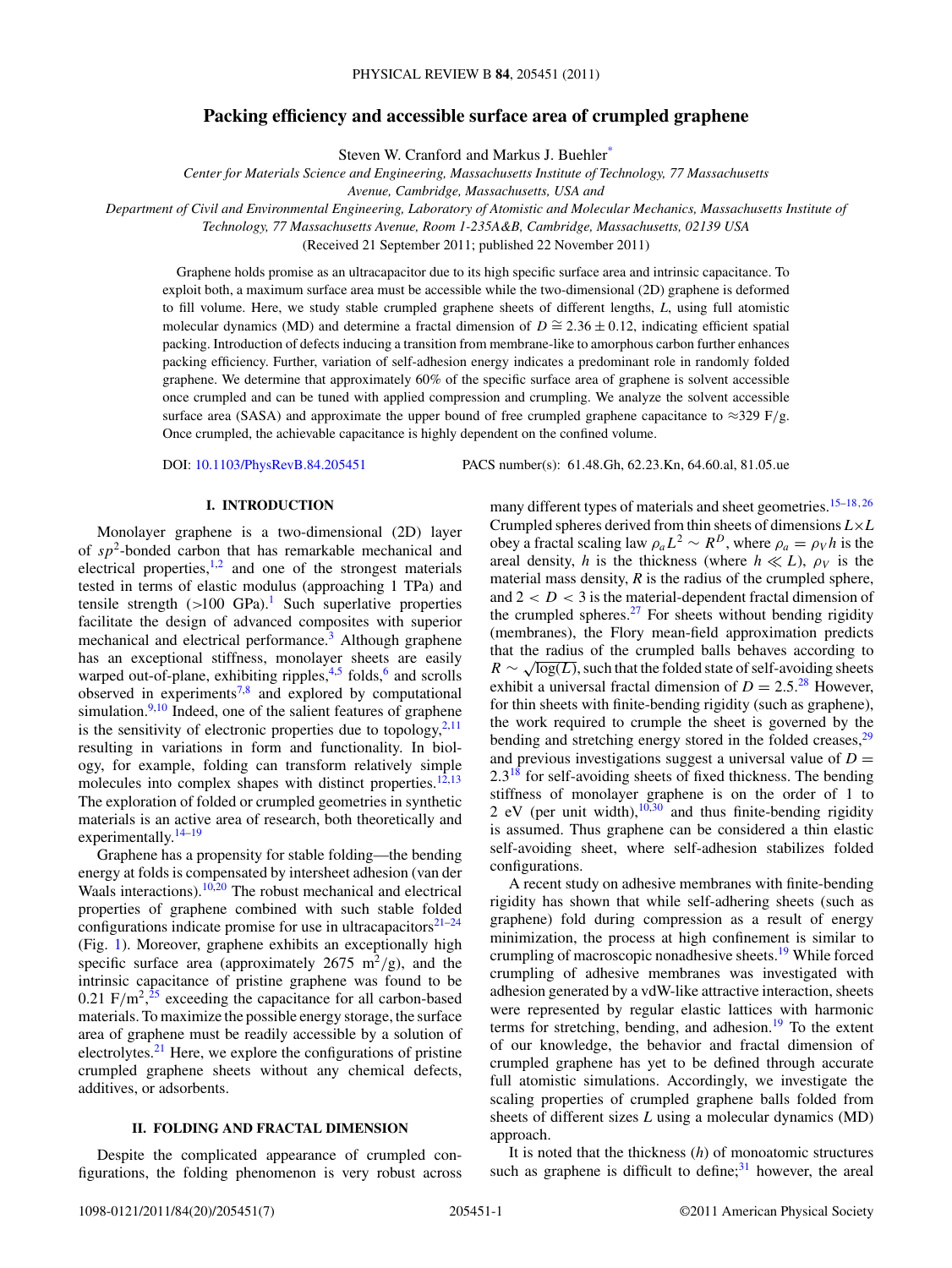# Packing efficiency and accessible surface area of crumpled graphene

Steven W. Cranford and Markus J. Buehler[*]

*Center for Materials Science and Engineering, Massachusetts Institute of Technology, 77 Massachusetts Avenue, Cambridge, Massachusetts, USA and*
*Department of Civil and Environmental Engineering, Laboratory of Atomistic and Molecular Mechanics, Massachusetts Institute of Technology, 77 Massachusetts Avenue, Room 1-235A&B, Cambridge, Massachusetts, 02139 USA*

(Received 21 September 2011; published 22 November 2011)

Graphene holds promise as an ultracapacitor due to its high specific surface area and intrinsic capacitance. To exploit both, a maximum surface area must be accessible while the two-dimensional (2D) graphene is deformed to fill volume. Here, we study stable crumpled graphene sheets of different lengths, $L$, using full atomistic molecular dynamics (MD) and determine a fractal dimension of $D \cong 2.36 \pm 0.12$, indicating efficient spatial packing. Introduction of defects inducing a transition from membrane-like to amorphous carbon further enhances packing efficiency. Further, variation of self-adhesion energy indicates a predominant role in randomly folded graphene. We determine that approximately 60% of the specific surface area of graphene is solvent accessible once crumpled and can be tuned with applied compression and crumpling. We analyze the solvent accessible surface area (SASA) and approximate the upper bound of free crumpled graphene capacitance to $\approx$329 F/g. Once crumpled, the achievable capacitance is highly dependent on the confined volume.

DOI: 10.1103/PhysRevB.84.205451 PACS number(s): 61.48.Gh, 62.23.Kn, 64.60.al, 81.05.ue

## I. INTRODUCTION

Monolayer graphene is a two-dimensional (2D) layer of $sp^2$-bonded carbon that has remarkable mechanical and electrical properties,[1,2] and one of the strongest materials tested in terms of elastic modulus (approaching 1 TPa) and tensile strength (>100 GPa).[1] Such superlative properties facilitate the design of advanced composites with superior mechanical and electrical performance.[3] Although graphene has an exceptional stiffness, monolayer sheets are easily warped out-of-plane, exhibiting ripples,[4,5] folds,[6] and scrolls observed in experiments[7,8] and explored by computational simulation.[9,10] Indeed, one of the salient features of graphene is the sensitivity of electronic properties due to topology,[2,11] resulting in variations in form and functionality. In biology, for example, folding can transform relatively simple molecules into complex shapes with distinct properties.[12,13] The exploration of folded or crumpled geometries in synthetic materials is an active area of research, both theoretically and experimentally.[14–19]

Graphene has a propensity for stable folding—the bending energy at folds is compensated by intersheet adhesion (van der Waals interactions).[10,20] The robust mechanical and electrical properties of graphene combined with such stable folded configurations indicate promise for use in ultracapacitors[21–24] (Fig. 1). Moreover, graphene exhibits an exceptionally high specific surface area (approximately 2675 $m^2/g$), and the intrinsic capacitance of pristine graphene was found to be 0.21 $F/m^2$,[25] exceeding the capacitance for all carbon-based materials. To maximize the possible energy storage, the surface area of graphene must be readily accessible by a solution of electrolytes.[21] Here, we explore the configurations of pristine crumpled graphene sheets without any chemical defects, additives, or adsorbents.

## II. FOLDING AND FRACTAL DIMENSION

Despite the complicated appearance of crumpled configurations, the folding phenomenon is very robust across many different types of materials and sheet geometries.[15–18,26] Crumpled spheres derived from thin sheets of dimensions $L \times L$ obey a fractal scaling law $\rho_a L^2 \sim R^D$, where $\rho_a = \rho_V h$ is the areal density, $h$ is the thickness (where $h \ll L$), $\rho_V$ is the material mass density, $R$ is the radius of the crumpled sphere, and $2 < D < 3$ is the material-dependent fractal dimension of the crumpled spheres.[27] For sheets without bending rigidity (membranes), the Flory mean-field approximation predicts that the radius of the crumpled balls behaves according to $R \sim \sqrt{\log(L)}$, such that the folded state of self-avoiding sheets exhibit a universal fractal dimension of $D = 2.5$.[28] However, for thin sheets with finite-bending rigidity (such as graphene), the work required to crumple the sheet is governed by the bending and stretching energy stored in the folded creases,[29] and previous investigations suggest a universal value of $D = 2.3$[18] for self-avoiding sheets of fixed thickness. The bending stiffness of monolayer graphene is on the order of 1 to 2 eV (per unit width),[10,30] and thus finite-bending rigidity is assumed. Thus graphene can be considered a thin elastic self-avoiding sheet, where self-adhesion stabilizes folded configurations.

A recent study on adhesive membranes with finite-bending rigidity has shown that while self-adhering sheets (such as graphene) fold during compression as a result of energy minimization, the process at high confinement is similar to crumpling of macroscopic nonadhesive sheets.[19] While forced crumpling of adhesive membranes was investigated with adhesion generated by a vdW-like attractive interaction, sheets were represented by regular elastic lattices with harmonic terms for stretching, bending, and adhesion.[19] To the extent of our knowledge, the behavior and fractal dimension of crumpled graphene has yet to be defined through accurate full atomistic simulations. Accordingly, we investigate the scaling properties of crumpled graphene balls folded from sheets of different sizes $L$ using a molecular dynamics (MD) approach.

It is noted that the thickness ($h$) of monoatomic structures such as graphene is difficult to define;[31] however, the areal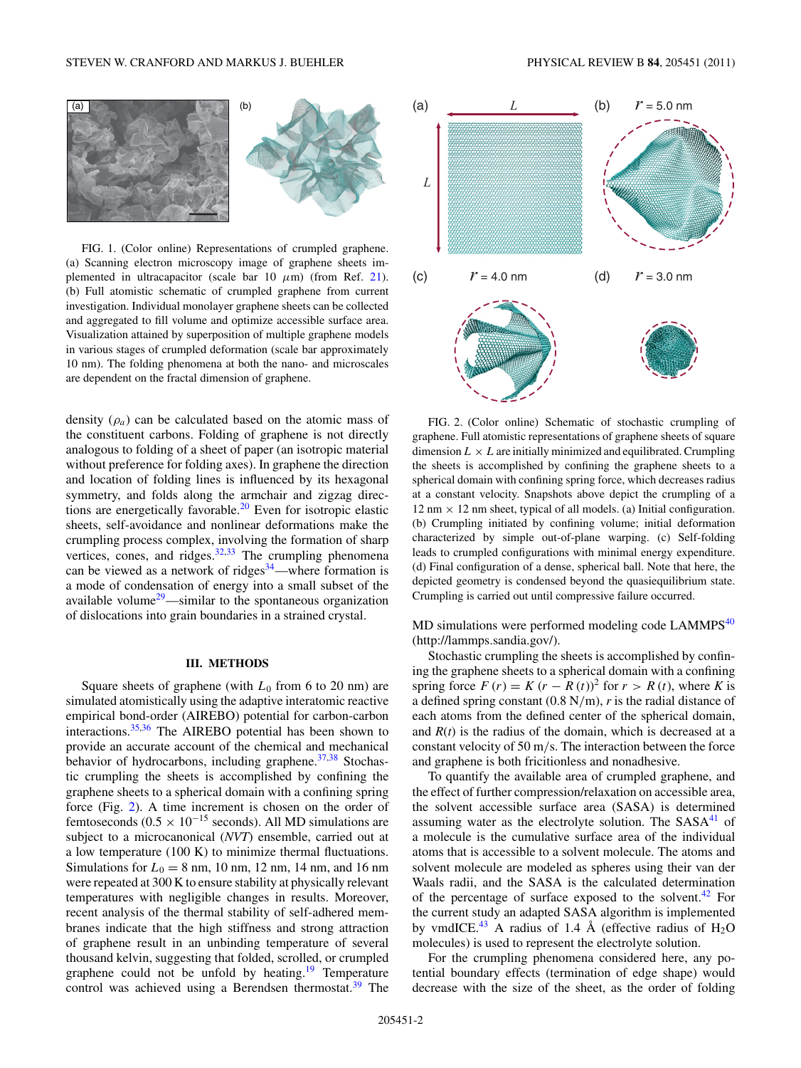FIG. 1. (Color online) Representations of crumpled graphene. (a) Scanning electron microscopy image of graphene sheets implemented in ultracapacitor (scale bar 10 $\mu$m) (from Ref. [21]). (b) Full atomistic schematic of crumpled graphene from current investigation. Individual monolayer graphene sheets can be collected and aggregated to fill volume and optimize accessible surface area. Visualization attained by superposition of multiple graphene models in various stages of crumpled deformation (scale bar approximately 10 nm). The folding phenomena at both the nano- and microscales are dependent on the fractal dimension of graphene.

density ($\rho_a$) can be calculated based on the atomic mass of the constituent carbons. Folding of graphene is not directly analogous to folding of a sheet of paper (an isotropic material without preference for folding axes). In graphene the direction and location of folding lines is influenced by its hexagonal symmetry, and folds along the armchair and zigzag directions are energetically favorable.[20] Even for isotropic elastic sheets, self-avoidance and nonlinear deformations make the crumpling process complex, involving the formation of sharp vertices, cones, and ridges.[32,33] The crumpling phenomena can be viewed as a network of ridges[34]—where formation is a mode of condensation of energy into a small subset of the available volume[29]—similar to the spontaneous organization of dislocations into grain boundaries in a strained crystal.

## III. METHODS

Square sheets of graphene (with $L_0$ from 6 to 20 nm) are simulated atomistically using the adaptive interatomic reactive empirical bond-order (AIREBO) potential for carbon-carbon interactions.[35,36] The AIREBO potential has been shown to provide an accurate account of the chemical and mechanical behavior of hydrocarbons, including graphene.[37,38] Stochastic crumpling the sheets is accomplished by confining the graphene sheets to a spherical domain with a confining spring force (Fig. 2). A time increment is chosen on the order of femtoseconds ($0.5 \times 10^{-15}$ seconds). All MD simulations are subject to a microcanonical (*NVT*) ensemble, carried out at a low temperature (100 K) to minimize thermal fluctuations. Simulations for $L_0 = 8$ nm, 10 nm, 12 nm, 14 nm, and 16 nm were repeated at 300 K to ensure stability at physically relevant temperatures with negligible changes in results. Moreover, recent analysis of the thermal stability of self-adhered membranes indicate that the high stiffness and strong attraction of graphene result in an unbinding temperature of several thousand kelvin, suggesting that folded, scrolled, or crumpled graphene could not be unfold by heating.[19] Temperature control was achieved using a Berendsen thermostat.[39] The

FIG. 2. (Color online) Schematic of stochastic crumpling of graphene. Full atomistic representations of graphene sheets of square dimension $L \times L$ are initially minimized and equilibrated. Crumpling the sheets is accomplished by confining the graphene sheets to a spherical domain with confining spring force, which decreases radius at a constant velocity. Snapshots above depict the crumpling of a 12 nm $\times$ 12 nm sheet, typical of all models. (a) Initial configuration. (b) Crumpling initiated by confining volume; initial deformation characterized by simple out-of-plane warping. (c) Self-folding leads to crumpled configurations with minimal energy expenditure. (d) Final configuration of a dense, spherical ball. Note that here, the depicted geometry is condensed beyond the quasiequilibrium state. Crumpling is carried out until compressive failure occurred.

MD simulations were performed modeling code LAMMPS[40] (http://lammps.sandia.gov/).

Stochastic crumpling the sheets is accomplished by confining the graphene sheets to a spherical domain with a confining spring force $F(r) = K(r - R(t))^2$ for $r > R(t)$, where $K$ is a defined spring constant (0.8 N/m), $r$ is the radial distance of each atoms from the defined center of the spherical domain, and $R(t)$ is the radius of the domain, which is decreased at a constant velocity of 50 m/s. The interaction between the force and graphene is both frictionless and nonadhesive.

To quantify the available area of crumpled graphene, and the effect of further compression/relaxation on accessible area, the solvent accessible surface area (SASA) is determined assuming water as the electrolyte solution. The SASA[41] of a molecule is the cumulative surface area of the individual atoms that is accessible to a solvent molecule. The atoms and solvent molecule are modeled as spheres using their van der Waals radii, and the SASA is the calculated determination of the percentage of surface exposed to the solvent.[42] For the current study an adapted SASA algorithm is implemented by vmdICE.[43] A radius of 1.4 Å (effective radius of $H_2O$ molecules) is used to represent the electrolyte solution.

For the crumpling phenomena considered here, any potential boundary effects (termination of edge shape) would decrease with the size of the sheet, as the order of folding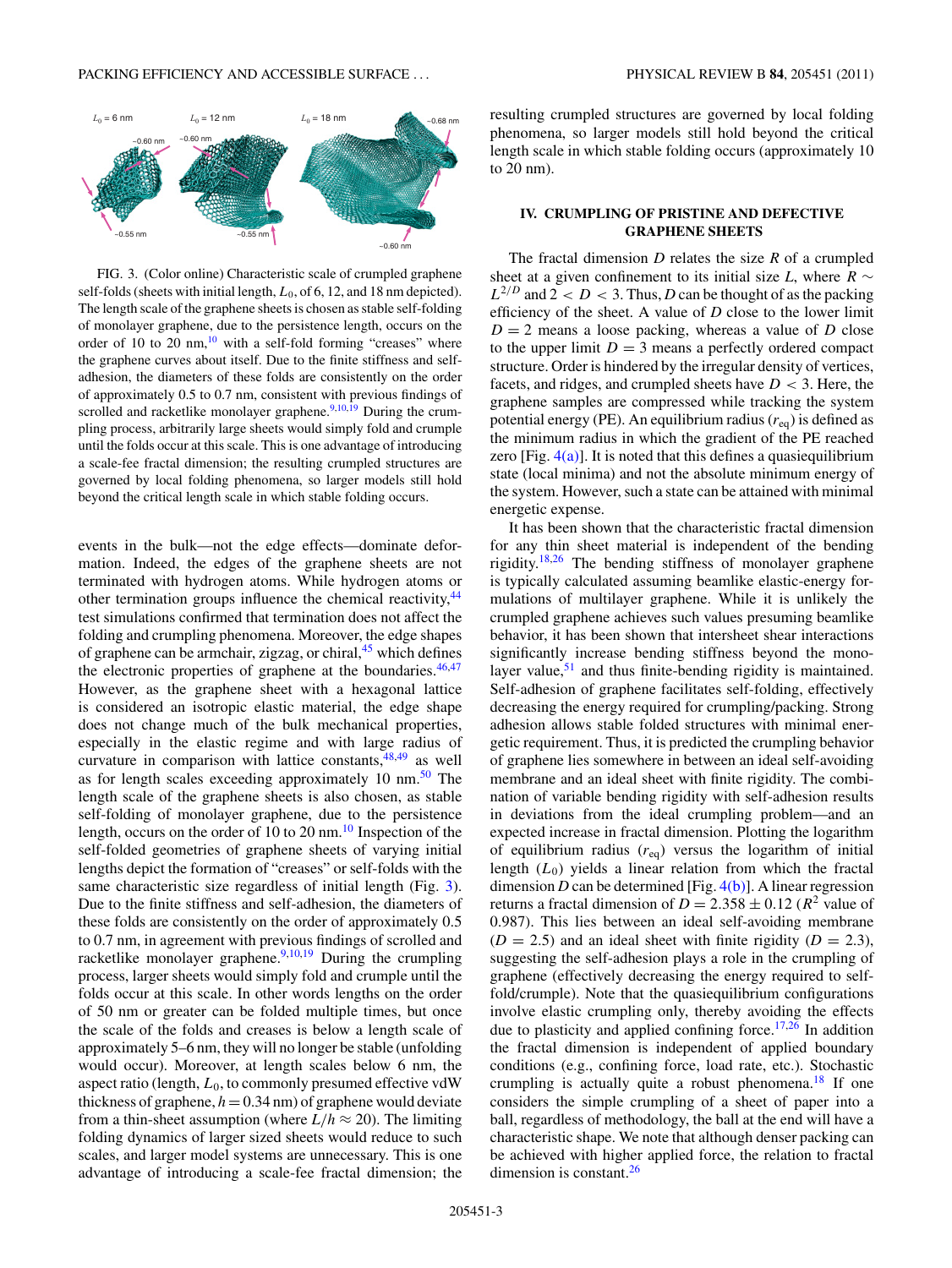FIG. 3. (Color online) Characteristic scale of crumpled graphene self-folds (sheets with initial length, $L_0$, of 6, 12, and 18 nm depicted). The length scale of the graphene sheets is chosen as stable self-folding of monolayer graphene, due to the persistence length, occurs on the order of 10 to 20 nm,[10] with a self-fold forming "creases" where the graphene curves about itself. Due to the finite stiffness and self-adhesion, the diameters of these folds are consistently on the order of approximately 0.5 to 0.7 nm, consistent with previous findings of scrolled and racketlike monolayer graphene.[9,10,19] During the crumpling process, arbitrarily large sheets would simply fold and crumple until the folds occur at this scale. This is one advantage of introducing a scale-fee fractal dimension; the resulting crumpled structures are governed by local folding phenomena, so larger models still hold beyond the critical length scale in which stable folding occurs.

events in the bulk—not the edge effects—dominate deformation. Indeed, the edges of the graphene sheets are not terminated with hydrogen atoms. While hydrogen atoms or other termination groups influence the chemical reactivity,[44] test simulations confirmed that termination does not affect the folding and crumpling phenomena. Moreover, the edge shapes of graphene can be armchair, zigzag, or chiral,[45] which defines the electronic properties of graphene at the boundaries.[46,47] However, as the graphene sheet with a hexagonal lattice is considered an isotropic elastic material, the edge shape does not change much of the bulk mechanical properties, especially in the elastic regime and with large radius of curvature in comparison with lattice constants,[48,49] as well as for length scales exceeding approximately 10 nm.[50] The length scale of the graphene sheets is also chosen, as stable self-folding of monolayer graphene, due to the persistence length, occurs on the order of 10 to 20 nm.[10] Inspection of the self-folded geometries of graphene sheets of varying initial lengths depict the formation of "creases" or self-folds with the same characteristic size regardless of initial length (Fig. 3). Due to the finite stiffness and self-adhesion, the diameters of these folds are consistently on the order of approximately 0.5 to 0.7 nm, in agreement with previous findings of scrolled and racketlike monolayer graphene.[9,10,19] During the crumpling process, larger sheets would simply fold and crumple until the folds occur at this scale. In other words lengths on the order of 50 nm or greater can be folded multiple times, but once the scale of the folds and creases is below a length scale of approximately 5–6 nm, they will no longer be stable (unfolding would occur). Moreover, at length scales below 6 nm, the aspect ratio (length, $L_0$, to commonly presumed effective vdW thickness of graphene, $h = 0.34$ nm) of graphene would deviate from a thin-sheet assumption (where $L/h \approx 20$). The limiting folding dynamics of larger sized sheets would reduce to such scales, and larger model systems are unnecessary. This is one advantage of introducing a scale-fee fractal dimension; the resulting crumpled structures are governed by local folding phenomena, so larger models still hold beyond the critical length scale in which stable folding occurs (approximately 10 to 20 nm).

## IV. CRUMPLING OF PRISTINE AND DEFECTIVE GRAPHENE SHEETS

The fractal dimension $D$ relates the size $R$ of a crumpled sheet at a given confinement to its initial size $L$, where $R \sim L^{2/D}$ and $2 < D < 3$. Thus, $D$ can be thought of as the packing efficiency of the sheet. A value of $D$ close to the lower limit $D = 2$ means a loose packing, whereas a value of $D$ close to the upper limit $D = 3$ means a perfectly ordered compact structure. Order is hindered by the irregular density of vertices, facets, and ridges, and crumpled sheets have $D < 3$. Here, the graphene samples are compressed while tracking the system potential energy (PE). An equilibrium radius ($r_{eq}$) is defined as the minimum radius in which the gradient of the PE reached zero [Fig. 4(a)]. It is noted that this defines a quasiequilibrium state (local minima) and not the absolute minimum energy of the system. However, such a state can be attained with minimal energetic expense.

It has been shown that the characteristic fractal dimension for any thin sheet material is independent of the bending rigidity.[18,26] The bending stiffness of monolayer graphene is typically calculated assuming beamlike elastic-energy formulations of multilayer graphene. While it is unlikely the crumpled graphene achieves such values presuming beamlike behavior, it has been shown that intersheet shear interactions significantly increase bending stiffness beyond the monolayer value,[51] and thus finite-bending rigidity is maintained. Self-adhesion of graphene facilitates self-folding, effectively decreasing the energy required for crumpling/packing. Strong adhesion allows stable folded structures with minimal energetic requirement. Thus, it is predicted the crumpling behavior of graphene lies somewhere in between an ideal self-avoiding membrane and an ideal sheet with finite rigidity. The combination of variable bending rigidity with self-adhesion results in deviations from the ideal crumpling problem—and an expected increase in fractal dimension. Plotting the logarithm of equilibrium radius ($r_{eq}$) versus the logarithm of initial length ($L_0$) yields a linear relation from which the fractal dimension $D$ can be determined [Fig. 4(b)]. A linear regression returns a fractal dimension of $D = 2.358 \pm 0.12$ ($R^2$ value of 0.987). This lies between an ideal self-avoiding membrane ($D = 2.5$) and an ideal sheet with finite rigidity ($D = 2.3$), suggesting the self-adhesion plays a role in the crumpling of graphene (effectively decreasing the energy required to self-fold/crumple). Note that the quasiequilibrium configurations involve elastic crumpling only, thereby avoiding the effects due to plasticity and applied confining force.[17,26] In addition the fractal dimension is independent of applied boundary conditions (e.g., confining force, load rate, etc.). Stochastic crumpling is actually quite a robust phenomena.[18] If one considers the simple crumpling of a sheet of paper into a ball, regardless of methodology, the ball at the end will have a characteristic shape. We note that although denser packing can be achieved with higher applied force, the relation to fractal dimension is constant.[26]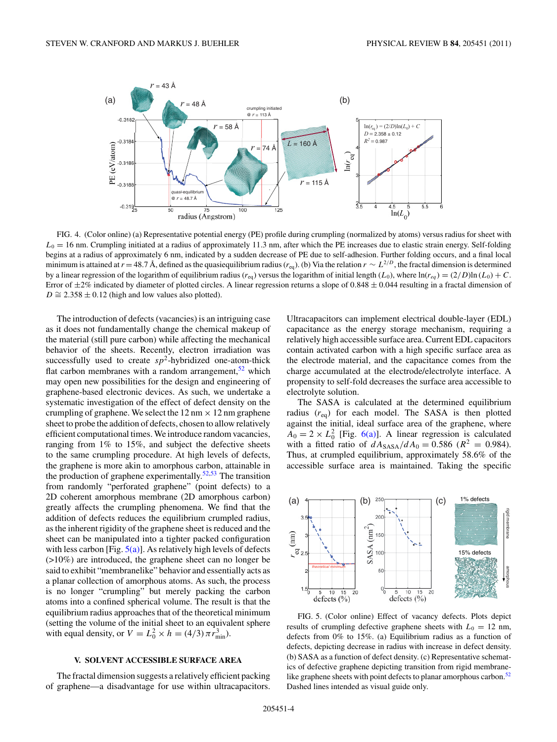FIG. 4. (Color online) (a) Representative potential energy (PE) profile during crumpling (normalized by atoms) versus radius for sheet with $L_0 = 16$ nm. Crumpling initiated at a radius of approximately 11.3 nm, after which the PE increases due to elastic strain energy. Self-folding begins at a radius of approximately 6 nm, indicated by a sudden decrease of PE due to self-adhesion. Further folding occurs, and a final local minimum is attained at $r = 48.7$ Å, defined as the quasiequilibrium radius ($r_{eq}$). (b) Via the relation $r \sim L^{2/D}$, the fractal dimension is determined by a linear regression of the logarithm of equilibrium radius ($r_{eq}$) versus the logarithm of initial length ($L_0$), where $\ln(r_{eq}) = (2/D)\ln(L_0) + C$. Error of ±2% indicated by diameter of plotted circles. A linear regression returns a slope of $0.848 \pm 0.044$ resulting in a fractal dimension of $D \cong 2.358 \pm 0.12$ (high and low values also plotted).

The introduction of defects (vacancies) is an intriguing case as it does not fundamentally change the chemical makeup of the material (still pure carbon) while affecting the mechanical behavior of the sheets. Recently, electron irradiation was successfully used to create $sp^2$-hybridized one-atom-thick flat carbon membranes with a random arrangement,[52] which may open new possibilities for the design and engineering of graphene-based electronic devices. As such, we undertake a systematic investigation of the effect of defect density on the crumpling of graphene. We select the 12 nm × 12 nm graphene sheet to probe the addition of defects, chosen to allow relatively efficient computational times. We introduce random vacancies, ranging from 1% to 15%, and subject the defective sheets to the same crumpling procedure. At high levels of defects, the graphene is more akin to amorphous carbon, attainable in the production of graphene experimentally.[52,53] The transition from randomly "perforated graphene" (point defects) to a 2D coherent amorphous membrane (2D amorphous carbon) greatly affects the crumpling phenomena. We find that the addition of defects reduces the equilibrium crumpled radius, as the inherent rigidity of the graphene sheet is reduced and the sheet can be manipulated into a tighter packed configuration with less carbon [Fig. 5(a)]. As relatively high levels of defects (>10%) are introduced, the graphene sheet can no longer be said to exhibit "membranelike" behavior and essentially acts as a planar collection of amorphous atoms. As such, the process is no longer "crumpling" but merely packing the carbon atoms into a confined spherical volume. The result is that the equilibrium radius approaches that of the theoretical minimum (setting the volume of the initial sheet to an equivalent sphere with equal density, or $V = L_0^2 \times h = (4/3)\pi r_{min}^3$).

## V. SOLVENT ACCESSIBLE SURFACE AREA

The fractal dimension suggests a relatively efficient packing of graphene—a disadvantage for use within ultracapacitors. Ultracapacitors can implement electrical double-layer (EDL) capacitance as the energy storage mechanism, requiring a relatively high accessible surface area. Current EDL capacitors contain activated carbon with a high specific surface area as the electrode material, and the capacitance comes from the charge accumulated at the electrode/electrolyte interface. A propensity to self-fold decreases the surface area accessible to electrolyte solution.

The SASA is calculated at the determined equilibrium radius ($r_{eq}$) for each model. The SASA is then plotted against the initial, ideal surface area of the graphene, where $A_0 = 2 \times L_0^2$ [Fig. 6(a)]. A linear regression is calculated with a fitted ratio of $dA_{SASA}/dA_0 = 0.586$ ($R^2 = 0.984$). Thus, at crumpled equilibrium, approximately 58.6% of the accessible surface area is maintained. Taking the specific

FIG. 5. (Color online) Effect of vacancy defects. Plots depict results of crumpling defective graphene sheets with $L_0 = 12$ nm, defects from 0% to 15%. (a) Equilibrium radius as a function of defects, depicting decrease in radius with increase in defect density. (b) SASA as a function of defect density. (c) Representative schematics of defective graphene depicting transition from rigid membrane-like graphene sheets with point defects to planar amorphous carbon.[52] Dashed lines intended as visual guide only.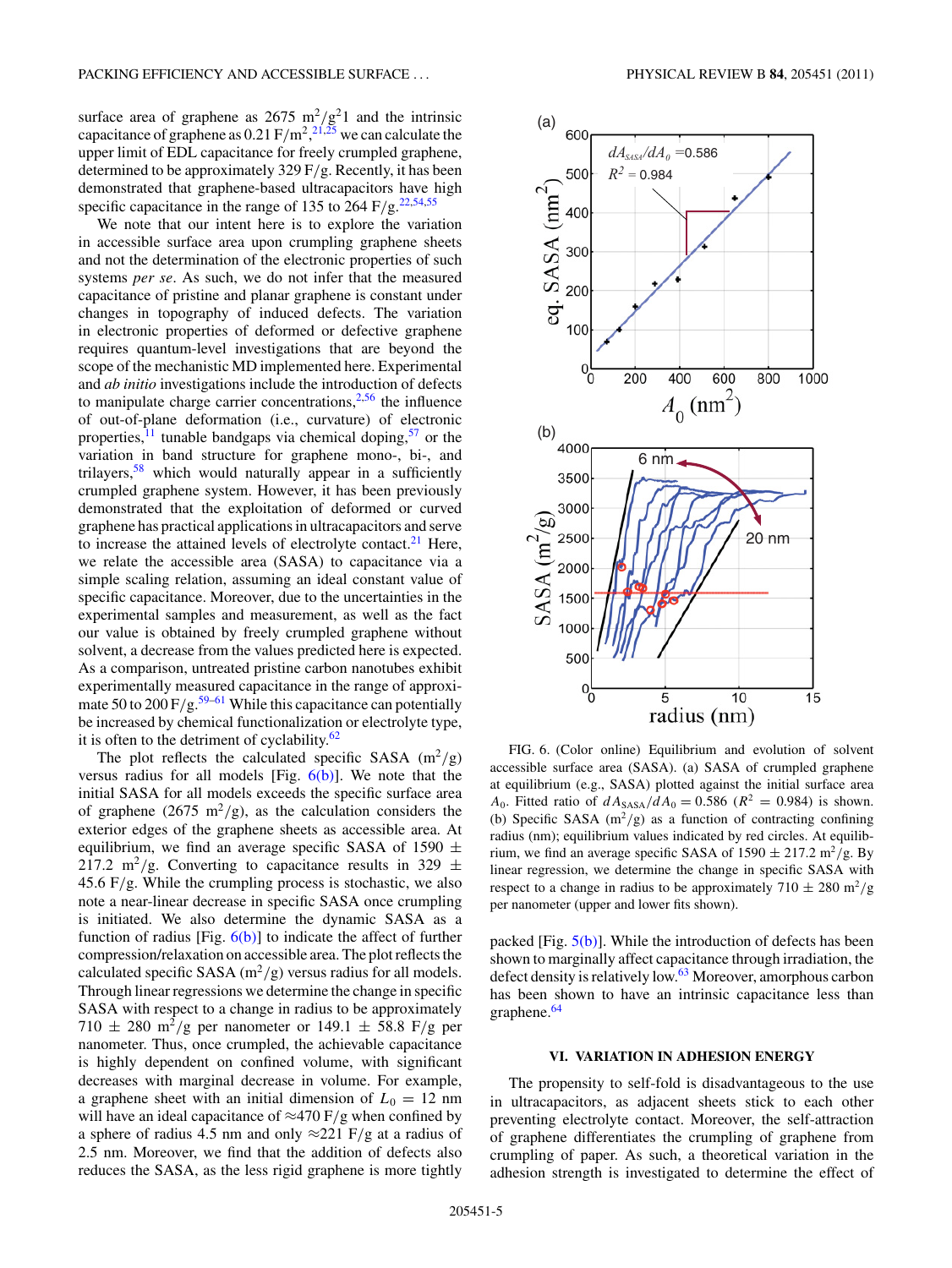surface area of graphene as 2675 $m^2/g^21$ and the intrinsic capacitance of graphene as 0.21 $F/m^2$,[21,25] we can calculate the upper limit of EDL capacitance for freely crumpled graphene, determined to be approximately 329 F/g. Recently, it has been demonstrated that graphene-based ultracapacitors have high specific capacitance in the range of 135 to 264 F/g.[22,54,55]

We note that our intent here is to explore the variation in accessible surface area upon crumpling graphene sheets and not the determination of the electronic properties of such systems *per se*. As such, we do not infer that the measured capacitance of pristine and planar graphene is constant under changes in topography of induced defects. The variation in electronic properties of deformed or defective graphene requires quantum-level investigations that are beyond the scope of the mechanistic MD implemented here. Experimental and *ab initio* investigations include the introduction of defects to manipulate charge carrier concentrations,[2,56] the influence of out-of-plane deformation (i.e., curvature) of electronic properties,[11] tunable bandgaps via chemical doping,[57] or the variation in band structure for graphene mono-, bi-, and trilayers,[58] which would naturally appear in a sufficiently crumpled graphene system. However, it has been previously demonstrated that the exploitation of deformed or curved graphene has practical applications in ultracapacitors and serve to increase the attained levels of electrolyte contact.[21] Here, we relate the accessible area (SASA) to capacitance via a simple scaling relation, assuming an ideal constant value of specific capacitance. Moreover, due to the uncertainties in the experimental samples and measurement, as well as the fact our value is obtained by freely crumpled graphene without solvent, a decrease from the values predicted here is expected. As a comparison, untreated pristine carbon nanotubes exhibit experimentally measured capacitance in the range of approximate 50 to 200 F/g.[59–61] While this capacitance can potentially be increased by chemical functionalization or electrolyte type, it is often to the detriment of cyclability.[62]

The plot reflects the calculated specific SASA ($m^2/g$) versus radius for all models [Fig. 6(b)]. We note that the initial SASA for all models exceeds the specific surface area of graphene (2675 $m^2/g$), as the calculation considers the exterior edges of the graphene sheets as accessible area. At equilibrium, we find an average specific SASA of 1590 ± 217.2 $m^2/g$. Converting to capacitance results in 329 ± 45.6 F/g. While the crumpling process is stochastic, we also note a near-linear decrease in specific SASA once crumpling is initiated. We also determine the dynamic SASA as a function of radius [Fig. 6(b)] to indicate the affect of further compression/relaxation on accessible area. The plot reflects the calculated specific SASA ($m^2/g$) versus radius for all models. Through linear regressions we determine the change in specific SASA with respect to a change in radius to be approximately 710 ± 280 $m^2/g$ per nanometer or 149.1 ± 58.8 F/g per nanometer. Thus, once crumpled, the achievable capacitance is highly dependent on confined volume, with significant decreases with marginal decrease in volume. For example, a graphene sheet with an initial dimension of $L_0$ = 12 nm will have an ideal capacitance of ≈470 F/g when confined by a sphere of radius 4.5 nm and only ≈221 F/g at a radius of 2.5 nm. Moreover, we find that the addition of defects also reduces the SASA, as the less rigid graphene is more tightly packed [Fig. 5(b)]. While the introduction of defects has been shown to marginally affect capacitance through irradiation, the defect density is relatively low.[63] Moreover, amorphous carbon has been shown to have an intrinsic capacitance less than graphene.[64]

FIG. 6. (Color online) Equilibrium and evolution of solvent accessible surface area (SASA). (a) SASA of crumpled graphene at equilibrium (e.g., SASA) plotted against the initial surface area $A_0$. Fitted ratio of $dA_{SASA}/dA_0 = 0.586$ ($R^2 = 0.984$) is shown. (b) Specific SASA ($m^2/g$) as a function of contracting confining radius (nm); equilibrium values indicated by red circles. At equilibrium, we find an average specific SASA of 1590 ± 217.2 $m^2/g$. By linear regression, we determine the change in specific SASA with respect to a change in radius to be approximately 710 ± 280 $m^2/g$ per nanometer (upper and lower fits shown).

## VI. VARIATION IN ADHESION ENERGY

The propensity to self-fold is disadvantageous to the use in ultracapacitors, as adjacent sheets stick to each other preventing electrolyte contact. Moreover, the self-attraction of graphene differentiates the crumpling of graphene from crumpling of paper. As such, a theoretical variation in the adhesion strength is investigated to determine the effect of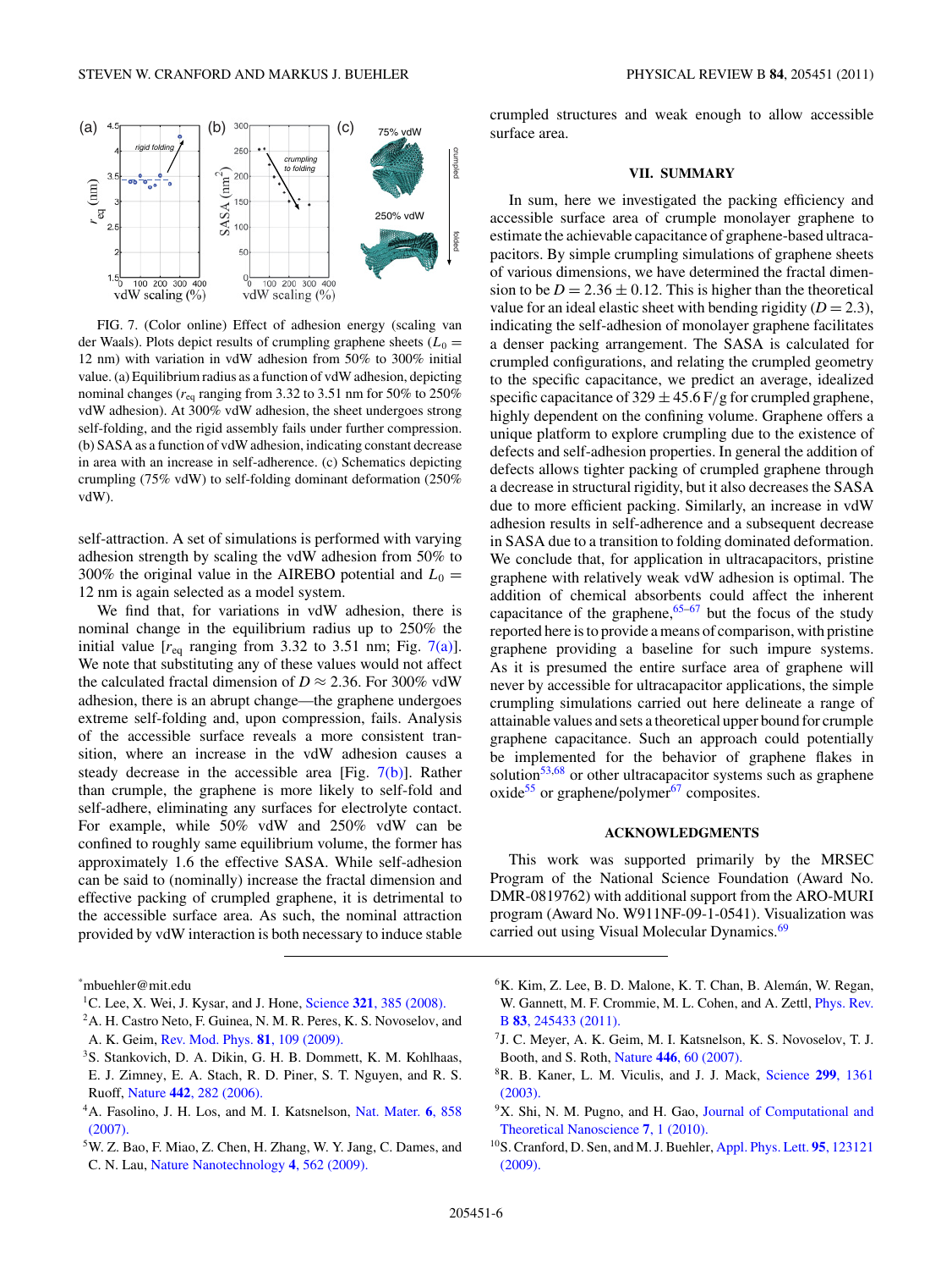FIG. 7. (Color online) Effect of adhesion energy (scaling van der Waals). Plots depict results of crumpling graphene sheets ($L_0 = 12$ nm) with variation in vdW adhesion from 50% to 300% initial value. (a) Equilibrium radius as a function of vdW adhesion, depicting nominal changes ($r_{eq}$ ranging from 3.32 to 3.51 nm for 50% to 250% vdW adhesion). At 300% vdW adhesion, the sheet undergoes strong self-folding, and the rigid assembly fails under further compression. (b) SASA as a function of vdW adhesion, indicating constant decrease in area with an increase in self-adherence. (c) Schematics depicting crumpling (75% vdW) to self-folding dominant deformation (250% vdW).

self-attraction. A set of simulations is performed with varying adhesion strength by scaling the vdW adhesion from 50% to 300% the original value in the AIREBO potential and $L_0 = 12$ nm is again selected as a model system.

We find that, for variations in vdW adhesion, there is nominal change in the equilibrium radius up to 250% the initial value [$r_{eq}$ ranging from 3.32 to 3.51 nm; Fig. 7(a)]. We note that substituting any of these values would not affect the calculated fractal dimension of $D \approx 2.36$. For 300% vdW adhesion, there is an abrupt change—the graphene undergoes extreme self-folding and, upon compression, fails. Analysis of the accessible surface reveals a more consistent transition, where an increase in the vdW adhesion causes a steady decrease in the accessible area [Fig. 7(b)]. Rather than crumple, the graphene is more likely to self-fold and self-adhere, eliminating any surfaces for electrolyte contact. For example, while 50% vdW and 250% vdW can be confined to roughly same equilibrium volume, the former has approximately 1.6 the effective SASA. While self-adhesion can be said to (nominally) increase the fractal dimension and effective packing of crumpled graphene, it is detrimental to the accessible surface area. As such, the nominal attraction provided by vdW interaction is both necessary to induce stable crumpled structures and weak enough to allow accessible surface area.

## VII. SUMMARY

In sum, here we investigated the packing efficiency and accessible surface area of crumple monolayer graphene to estimate the achievable capacitance of graphene-based ultracapacitors. By simple crumpling simulations of graphene sheets of various dimensions, we have determined the fractal dimension to be $D = 2.36 \pm 0.12$. This is higher than the theoretical value for an ideal elastic sheet with bending rigidity ($D = 2.3$), indicating the self-adhesion of monolayer graphene facilitates a denser packing arrangement. The SASA is calculated for crumpled configurations, and relating the crumpled geometry to the specific capacitance, we predict an average, idealized specific capacitance of $329 \pm 45.6$ F/g for crumpled graphene, highly dependent on the confining volume. Graphene offers a unique platform to explore crumpling due to the existence of defects and self-adhesion properties. In general the addition of defects allows tighter packing of crumpled graphene through a decrease in structural rigidity, but it also decreases the SASA due to more efficient packing. Similarly, an increase in vdW adhesion results in self-adherence and a subsequent decrease in SASA due to a transition to folding dominated deformation. We conclude that, for application in ultracapacitors, pristine graphene with relatively weak vdW adhesion is optimal. The addition of chemical absorbents could affect the inherent capacitance of the graphene,[65–67] but the focus of the study reported here is to provide a means of comparison, with pristine graphene providing a baseline for such impure systems. As it is presumed the entire surface area of graphene will never by accessible for ultracapacitor applications, the simple crumpling simulations carried out here delineate a range of attainable values and sets a theoretical upper bound for crumple graphene capacitance. Such an approach could potentially be implemented for the behavior of graphene flakes in solution[53,68] or other ultracapacitor systems such as graphene oxide[55] or graphene/polymer[67] composites.

## ACKNOWLEDGMENTS

This work was supported primarily by the MRSEC Program of the National Science Foundation (Award No. DMR-0819762) with additional support from the ARO-MURI program (Award No. W911NF-09-1-0541). Visualization was carried out using Visual Molecular Dynamics.[69]

*mbuehler@mit.edu

[1] C. Lee, X. Wei, J. Kysar, and J. Hone, Science **321**, 385 (2008).

[2] A. H. Castro Neto, F. Guinea, N. M. R. Peres, K. S. Novoselov, and A. K. Geim, Rev. Mod. Phys. **81**, 109 (2009).

[3] S. Stankovich, D. A. Dikin, G. H. B. Dommett, K. M. Kohlhaas, E. J. Zimney, E. A. Stach, R. D. Piner, S. T. Nguyen, and R. S. Ruoff, Nature **442**, 282 (2006).

[4] A. Fasolino, J. H. Los, and M. I. Katsnelson, Nat. Mater. **6**, 858 (2007).

[5] W. Z. Bao, F. Miao, Z. Chen, H. Zhang, W. Y. Jang, C. Dames, and C. N. Lau, Nature Nanotechnology **4**, 562 (2009).

[6] K. Kim, Z. Lee, B. D. Malone, K. T. Chan, B. Alemán, W. Regan, W. Gannett, M. F. Crommie, M. L. Cohen, and A. Zettl, Phys. Rev. B **83**, 245433 (2011).

[7] J. C. Meyer, A. K. Geim, M. I. Katsnelson, K. S. Novoselov, T. J. Booth, and S. Roth, Nature **446**, 60 (2007).

[8] R. B. Kaner, L. M. Viculis, and J. J. Mack, Science **299**, 1361 (2003).

[9] X. Shi, N. M. Pugno, and H. Gao, Journal of Computational and Theoretical Nanoscience **7**, 1 (2010).

[10] S. Cranford, D. Sen, and M. J. Buehler, Appl. Phys. Lett. **95**, 123121 (2009).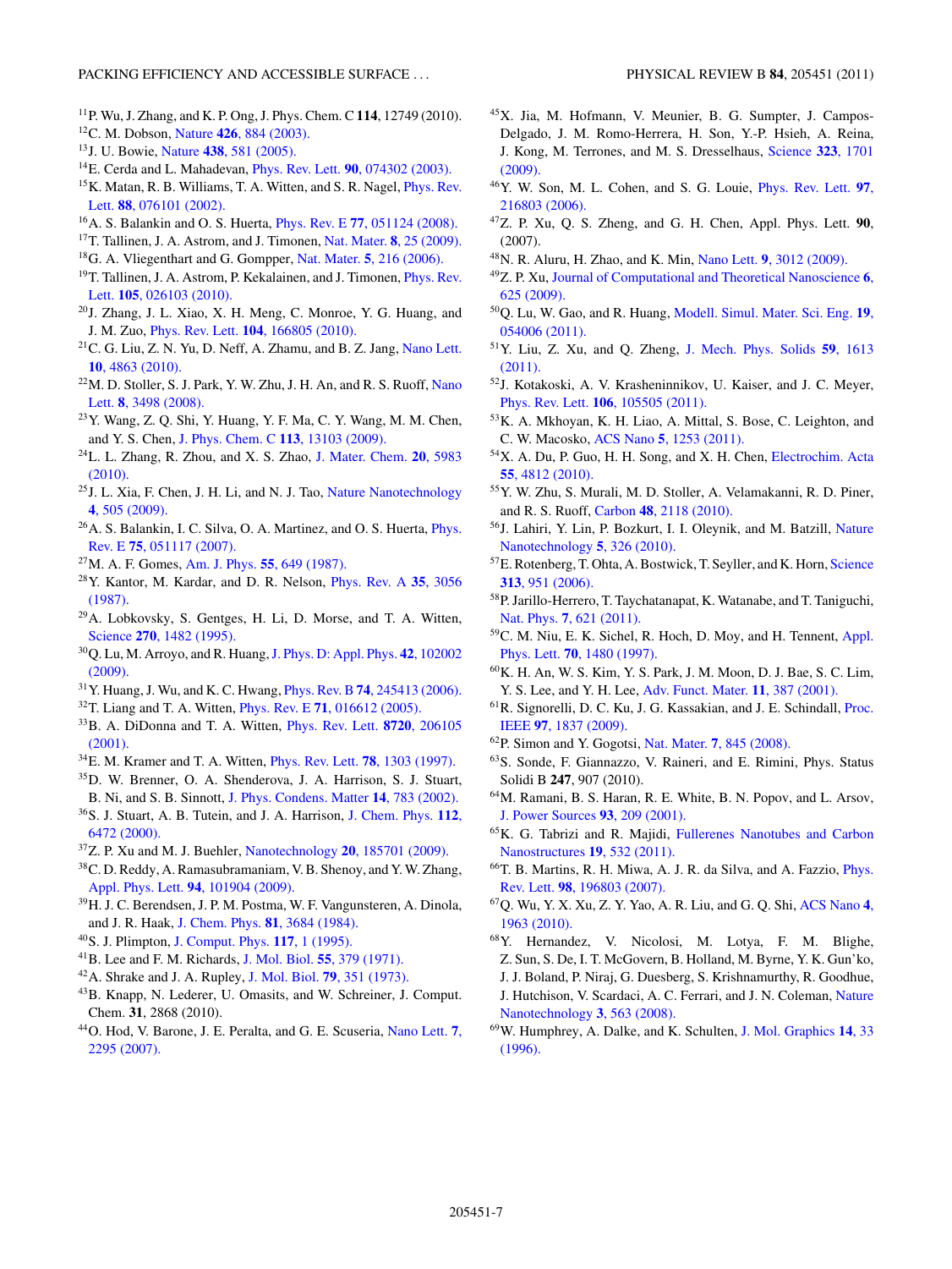[11] P. Wu, J. Zhang, and K. P. Ong, J. Phys. Chem. C **114**, 12749 (2010).

[12] C. M. Dobson, Nature **426**, 884 (2003).

[13] J. U. Bowie, Nature **438**, 581 (2005).

[14] E. Cerda and L. Mahadevan, Phys. Rev. Lett. **90**, 074302 (2003).

[15] K. Matan, R. B. Williams, T. A. Witten, and S. R. Nagel, Phys. Rev. Lett. **88**, 076101 (2002).

[16] A. S. Balankin and O. S. Huerta, Phys. Rev. E **77**, 051124 (2008).

[17] T. Tallinen, J. A. Astrom, and J. Timonen, Nat. Mater. **8**, 25 (2009).

[18] G. A. Vliegenthart and G. Gompper, Nat. Mater. **5**, 216 (2006).

[19] T. Tallinen, J. A. Astrom, P. Kekalainen, and J. Timonen, Phys. Rev. Lett. **105**, 026103 (2010).

[20] J. Zhang, J. L. Xiao, X. H. Meng, C. Monroe, Y. G. Huang, and J. M. Zuo, Phys. Rev. Lett. **104**, 166805 (2010).

[21] C. G. Liu, Z. N. Yu, D. Neff, A. Zhamu, and B. Z. Jang, Nano Lett. **10**, 4863 (2010).

[22] M. D. Stoller, S. J. Park, Y. W. Zhu, J. H. An, and R. S. Ruoff, Nano Lett. **8**, 3498 (2008).

[23] Y. Wang, Z. Q. Shi, Y. Huang, Y. F. Ma, C. Y. Wang, M. M. Chen, and Y. S. Chen, J. Phys. Chem. C **113**, 13103 (2009).

[24] L. L. Zhang, R. Zhou, and X. S. Zhao, J. Mater. Chem. **20**, 5983 (2010).

[25] J. L. Xia, F. Chen, J. H. Li, and N. J. Tao, Nature Nanotechnology **4**, 505 (2009).

[26] A. S. Balankin, I. C. Silva, O. A. Martinez, and O. S. Huerta, Phys. Rev. E **75**, 051117 (2007).

[27] M. A. F. Gomes, Am. J. Phys. **55**, 649 (1987).

[28] Y. Kantor, M. Kardar, and D. R. Nelson, Phys. Rev. A **35**, 3056 (1987).

[29] A. Lobkovsky, S. Gentges, H. Li, D. Morse, and T. A. Witten, Science **270**, 1482 (1995).

[30] Q. Lu, M. Arroyo, and R. Huang, J. Phys. D: Appl. Phys. **42**, 102002 (2009).

[31] Y. Huang, J. Wu, and K. C. Hwang, Phys. Rev. B **74**, 245413 (2006).

[32] T. Liang and T. A. Witten, Phys. Rev. E **71**, 016612 (2005).

[33] B. A. DiDonna and T. A. Witten, Phys. Rev. Lett. **8720**, 206105 (2001).

[34] E. M. Kramer and T. A. Witten, Phys. Rev. Lett. **78**, 1303 (1997).

[35] D. W. Brenner, O. A. Shenderova, J. A. Harrison, S. J. Stuart, B. Ni, and S. B. Sinnott, J. Phys. Condens. Matter **14**, 783 (2002).

[36] S. J. Stuart, A. B. Tutein, and J. A. Harrison, J. Chem. Phys. **112**, 6472 (2000).

[37] Z. P. Xu and M. J. Buehler, Nanotechnology **20**, 185701 (2009).

[38] C. D. Reddy, A. Ramasubramaniam, V. B. Shenoy, and Y. W. Zhang, Appl. Phys. Lett. **94**, 101904 (2009).

[39] H. J. C. Berendsen, J. P. M. Postma, W. F. Vangunsteren, A. Dinola, and J. R. Haak, J. Chem. Phys. **81**, 3684 (1984).

[40] S. J. Plimpton, J. Comput. Phys. **117**, 1 (1995).

[41] B. Lee and F. M. Richards, J. Mol. Biol. **55**, 379 (1971).

[42] A. Shrake and J. A. Rupley, J. Mol. Biol. **79**, 351 (1973).

[43] B. Knapp, N. Lederer, U. Omasits, and W. Schreiner, J. Comput. Chem. **31**, 2868 (2010).

[44] O. Hod, V. Barone, J. E. Peralta, and G. E. Scuseria, Nano Lett. **7**, 2295 (2007).

[45] X. Jia, M. Hofmann, V. Meunier, B. G. Sumpter, J. Campos-Delgado, J. M. Romo-Herrera, H. Son, Y.-P. Hsieh, A. Reina, J. Kong, M. Terrones, and M. S. Dresselhaus, Science **323**, 1701 (2009).

[46] Y. W. Son, M. L. Cohen, and S. G. Louie, Phys. Rev. Lett. **97**, 216803 (2006).

[47] Z. P. Xu, Q. S. Zheng, and G. H. Chen, Appl. Phys. Lett. **90**, (2007).

[48] N. R. Aluru, H. Zhao, and K. Min, Nano Lett. **9**, 3012 (2009).

[49] Z. P. Xu, Journal of Computational and Theoretical Nanoscience **6**, 625 (2009).

[50] Q. Lu, W. Gao, and R. Huang, Modell. Simul. Mater. Sci. Eng. **19**, 054006 (2011).

[51] Y. Liu, Z. Xu, and Q. Zheng, J. Mech. Phys. Solids **59**, 1613 (2011).

[52] J. Kotakoski, A. V. Krasheninnikov, U. Kaiser, and J. C. Meyer, Phys. Rev. Lett. **106**, 105505 (2011).

[53] K. A. Mkhoyan, K. H. Liao, A. Mittal, S. Bose, C. Leighton, and C. W. Macosko, ACS Nano **5**, 1253 (2011).

[54] X. A. Du, P. Guo, H. H. Song, and X. H. Chen, Electrochim. Acta **55**, 4812 (2010).

[55] Y. W. Zhu, S. Murali, M. D. Stoller, A. Velamakanni, R. D. Piner, and R. S. Ruoff, Carbon **48**, 2118 (2010).

[56] J. Lahiri, Y. Lin, P. Bozkurt, I. I. Oleynik, and M. Batzill, Nature Nanotechnology **5**, 326 (2010).

[57] E. Rotenberg, T. Ohta, A. Bostwick, T. Seyller, and K. Horn, Science **313**, 951 (2006).

[58] P. Jarillo-Herrero, T. Taychatanapat, K. Watanabe, and T. Taniguchi, Nat. Phys. **7**, 621 (2011).

[59] C. M. Niu, E. K. Sichel, R. Hoch, D. Moy, and H. Tennent, Appl. Phys. Lett. **70**, 1480 (1997).

[60] K. H. An, W. S. Kim, Y. S. Park, J. M. Moon, D. J. Bae, S. C. Lim, Y. S. Lee, and Y. H. Lee, Adv. Funct. Mater. **11**, 387 (2001).

[61] R. Signorelli, D. C. Ku, J. G. Kassakian, and J. E. Schindall, Proc. IEEE **97**, 1837 (2009).

[62] P. Simon and Y. Gogotsi, Nat. Mater. **7**, 845 (2008).

[63] S. Sonde, F. Giannazzo, V. Raineri, and E. Rimini, Phys. Status Solidi B **247**, 907 (2010).

[64] M. Ramani, B. S. Haran, R. E. White, B. N. Popov, and L. Arsov, J. Power Sources **93**, 209 (2001).

[65] K. G. Tabrizi and R. Majidi, Fullerenes Nanotubes and Carbon Nanostructures **19**, 532 (2011).

[66] T. B. Martins, R. H. Miwa, A. J. R. da Silva, and A. Fazzio, Phys. Rev. Lett. **98**, 196803 (2007).

[67] Q. Wu, Y. X. Xu, Z. Y. Yao, A. R. Liu, and G. Q. Shi, ACS Nano **4**, 1963 (2010).

[68] Y. Hernandez, V. Nicolosi, M. Lotya, F. M. Blighe, Z. Sun, S. De, I. T. McGovern, B. Holland, M. Byrne, Y. K. Gun'ko, J. J. Boland, P. Niraj, G. Duesberg, S. Krishnamurthy, R. Goodhue, J. Hutchison, V. Scardaci, A. C. Ferrari, and J. N. Coleman, Nature Nanotechnology **3**, 563 (2008).

[69] W. Humphrey, A. Dalke, and K. Schulten, J. Mol. Graphics **14**, 33 (1996).